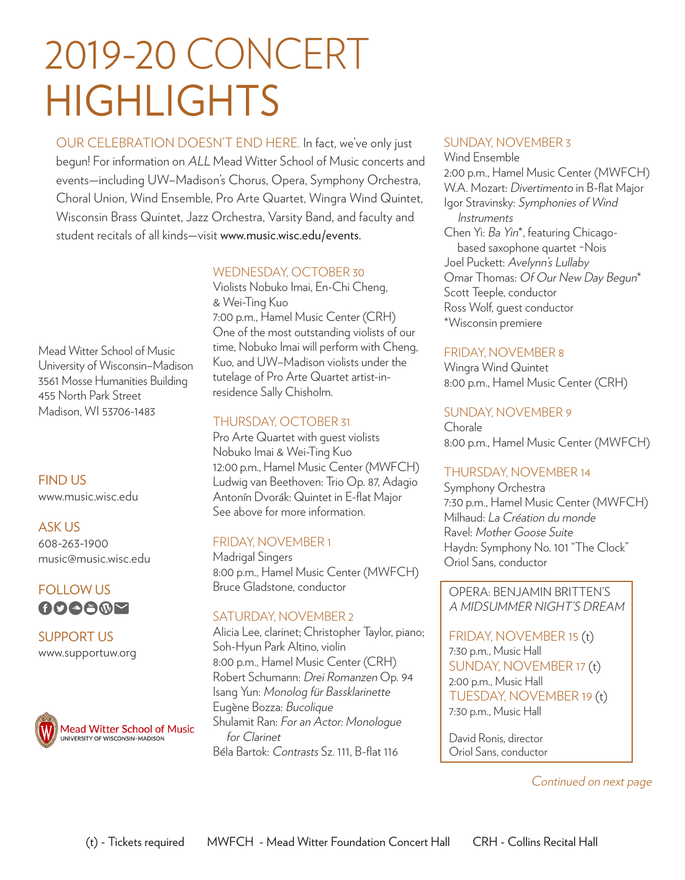# 2019-20 CONCERT HIGHLIGHTS

OUR CELEBRATION DOESN'T END HERE. In fact, we've only just begun! For information on *ALL* Mead Witter School of Music concerts and events—including UW–Madison's Chorus, Opera, Symphony Orchestra, Choral Union, Wind Ensemble, Pro Arte Quartet, Wingra Wind Quintet, Wisconsin Brass Quintet, Jazz Orchestra, Varsity Band, and faculty and student recitals of all kinds—visit **www.music.wisc.edu/events.**

Mead Witter School of Music
University of Wisconsin–Madison
3561 Mosse Humanities Building
455 North Park Street
Madison, WI 53706-1483

FIND US
www.music.wisc.edu

ASK US
608-263-1900
music@music.wisc.edu

FOLLOW US

SUPPORT US
www.supportuw.org

Mead Witter School of Music
UNIVERSITY OF WISCONSIN–MADISON

## WEDNESDAY, OCTOBER 30

Violists Nobuko Imai, En-Chi Cheng, & Wei-Ting Kuo
7:00 p.m., Hamel Music Center (CRH)
One of the most outstanding violists of our time, Nobuko Imai will perform with Cheng, Kuo, and UW–Madison violists under the tutelage of Pro Arte Quartet artist-in-residence Sally Chisholm.

## THURSDAY, OCTOBER 31

Pro Arte Quartet with guest violists Nobuko Imai & Wei-Ting Kuo
12:00 p.m., Hamel Music Center (MWFCH)
Ludwig van Beethoven: Trio Op. 87, Adagio
Antonín Dvorák: Quintet in E-flat Major
See above for more information.

## FRIDAY, NOVEMBER 1

Madrigal Singers
8:00 p.m., Hamel Music Center (MWFCH)
Bruce Gladstone, conductor

## SATURDAY, NOVEMBER 2

Alicia Lee, clarinet; Christopher Taylor, piano; Soh-Hyun Park Altino, violin
8:00 p.m., Hamel Music Center (CRH)
Robert Schumann: *Drei Romanzen* Op. 94
Isang Yun: *Monolog für Bassklarinette*
Eugène Bozza: *Bucolique*
Shulamit Ran: *For an Actor: Monologue for Clarinet*
Béla Bartok: *Contrasts* Sz. 111, B-flat 116

## SUNDAY, NOVEMBER 3

Wind Ensemble
2:00 p.m., Hamel Music Center (MWFCH)
W.A. Mozart: *Divertimento* in B-flat Major
Igor Stravinsky: *Symphonies of Wind Instruments*
Chen Yi: *Ba Yin*\*, featuring Chicago-based saxophone quartet ~Nois
Joel Puckett: *Avelynn's Lullaby*
Omar Thomas: *Of Our New Day Begun*\*
Scott Teeple, conductor
Ross Wolf, guest conductor
\*Wisconsin premiere

## FRIDAY, NOVEMBER 8

Wingra Wind Quintet
8:00 p.m., Hamel Music Center (CRH)

## SUNDAY, NOVEMBER 9

Chorale
8:00 p.m., Hamel Music Center (MWFCH)

## THURSDAY, NOVEMBER 14

Symphony Orchestra
7:30 p.m., Hamel Music Center (MWFCH)
Milhaud: *La Création du monde*
Ravel: *Mother Goose Suite*
Haydn: Symphony No. 101 "The Clock"
Oriol Sans, conductor

## OPERA: BENJAMIN BRITTEN'S *A MIDSUMMER NIGHT'S DREAM*

FRIDAY, NOVEMBER 15 (t)
7:30 p.m., Music Hall

SUNDAY, NOVEMBER 17 (t)
2:00 p.m., Music Hall

TUESDAY, NOVEMBER 19 (t)
7:30 p.m., Music Hall

David Ronis, director
Oriol Sans, conductor

*Continued on next page*

(t) - Tickets required MWFCH - Mead Witter Foundation Concert Hall CRH - Collins Recital Hall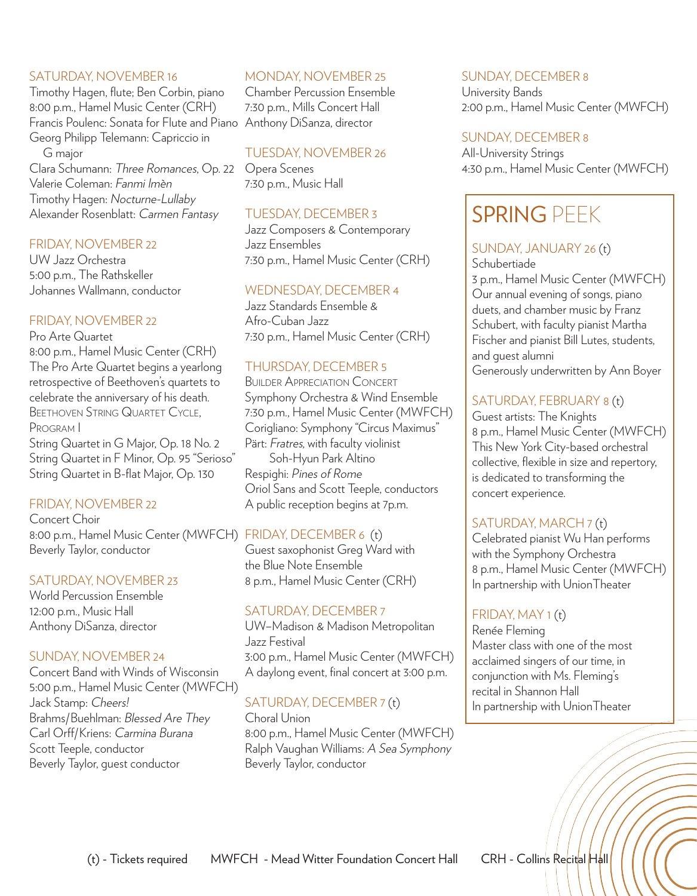### SATURDAY, NOVEMBER 16

Timothy Hagen, flute; Ben Corbin, piano
8:00 p.m., Hamel Music Center (CRH)
Francis Poulenc: Sonata for Flute and Piano
Georg Philipp Telemann: Capriccio in G major
Clara Schumann: *Three Romances*, Op. 22
Valerie Coleman: *Fanmi Imèn*
Timothy Hagen: *Nocturne-Lullaby*
Alexander Rosenblatt: *Carmen Fantasy*

### FRIDAY, NOVEMBER 22

UW Jazz Orchestra
5:00 p.m., The Rathskeller
Johannes Wallmann, conductor

### FRIDAY, NOVEMBER 22

Pro Arte Quartet
8:00 p.m., Hamel Music Center (CRH)
The Pro Arte Quartet begins a yearlong retrospective of Beethoven's quartets to celebrate the anniversary of his death.
BEETHOVEN STRING QUARTET CYCLE, PROGRAM I
String Quartet in G Major, Op. 18 No. 2
String Quartet in F Minor, Op. 95 "Serioso"
String Quartet in B-flat Major, Op. 130

### FRIDAY, NOVEMBER 22

Concert Choir
8:00 p.m., Hamel Music Center (MWFCH)
Beverly Taylor, conductor

### SATURDAY, NOVEMBER 23

World Percussion Ensemble
12:00 p.m., Music Hall
Anthony DiSanza, director

### SUNDAY, NOVEMBER 24

Concert Band with Winds of Wisconsin
5:00 p.m., Hamel Music Center (MWFCH)
Jack Stamp: *Cheers!*
Brahms/Buehlman: *Blessed Are They*
Carl Orff/Kriens: *Carmina Burana*
Scott Teeple, conductor
Beverly Taylor, guest conductor

### MONDAY, NOVEMBER 25

Chamber Percussion Ensemble
7:30 p.m., Mills Concert Hall
Anthony DiSanza, director

### TUESDAY, NOVEMBER 26

Opera Scenes
7:30 p.m., Music Hall

### TUESDAY, DECEMBER 3

Jazz Composers & Contemporary Jazz Ensembles
7:30 p.m., Hamel Music Center (CRH)

### WEDNESDAY, DECEMBER 4

Jazz Standards Ensemble & Afro-Cuban Jazz
7:30 p.m., Hamel Music Center (CRH)

### THURSDAY, DECEMBER 5

BUILDER APPRECIATION CONCERT
Symphony Orchestra & Wind Ensemble
7:30 p.m., Hamel Music Center (MWFCH)
Corigliano: Symphony "Circus Maximus"
Pärt: *Fratres,* with faculty violinist Soh-Hyun Park Altino
Respighi: *Pines of Rome*
Oriol Sans and Scott Teeple, conductors
A public reception begins at 7p.m.

### FRIDAY, DECEMBER 6 (t)

Guest saxophonist Greg Ward with the Blue Note Ensemble
8 p.m., Hamel Music Center (CRH)

### SATURDAY, DECEMBER 7

UW–Madison & Madison Metropolitan Jazz Festival
3:00 p.m., Hamel Music Center (MWFCH)
A daylong event, final concert at 3:00 p.m.

### SATURDAY, DECEMBER 7 (t)

Choral Union
8:00 p.m., Hamel Music Center (MWFCH)
Ralph Vaughan Williams: *A Sea Symphony*
Beverly Taylor, conductor

### SUNDAY, DECEMBER 8

University Bands
2:00 p.m., Hamel Music Center (MWFCH)

### SUNDAY, DECEMBER 8

All-University Strings
4:30 p.m., Hamel Music Center (MWFCH)

## SPRING PEEK

### SUNDAY, JANUARY 26 (t)

Schubertiade
3 p.m., Hamel Music Center (MWFCH)
Our annual evening of songs, piano duets, and chamber music by Franz Schubert, with faculty pianist Martha Fischer and pianist Bill Lutes, students, and guest alumni
Generously underwritten by Ann Boyer

### SATURDAY, FEBRUARY 8 (t)

Guest artists: The Knights
8 p.m., Hamel Music Center (MWFCH)
This New York City-based orchestral collective, flexible in size and repertory, is dedicated to transforming the concert experience.

### SATURDAY, MARCH 7 (t)

Celebrated pianist Wu Han performs with the Symphony Orchestra
8 p.m., Hamel Music Center (MWFCH)
In partnership with UnionTheater

### FRIDAY, MAY 1 (t)

Renée Fleming
Master class with one of the most acclaimed singers of our time, in conjunction with Ms. Fleming's recital in Shannon Hall
In partnership with UnionTheater

(t) - Tickets required    MWFCH - Mead Witter Foundation Concert Hall    CRH - Collins Recital Hall